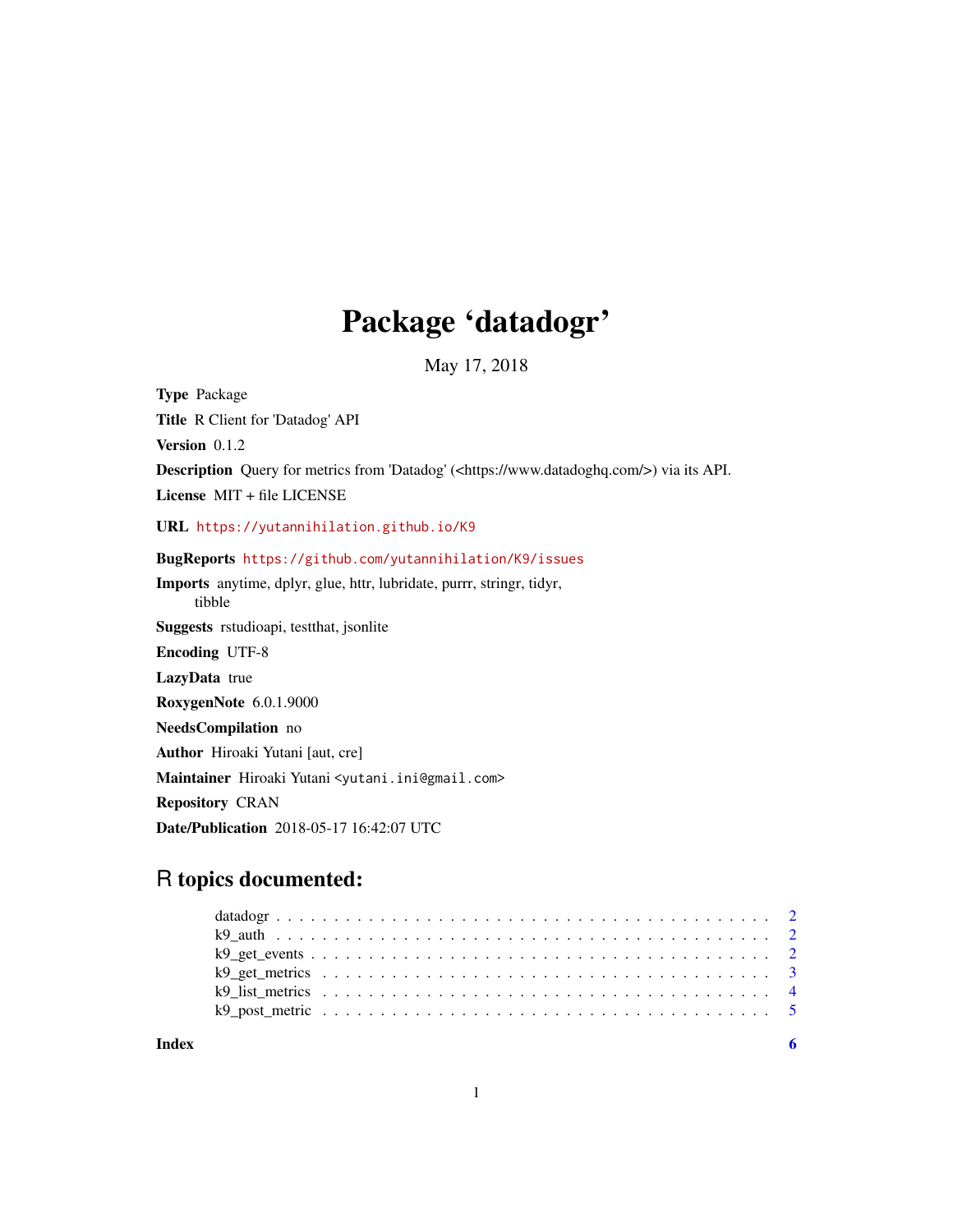# Package 'datadogr'

May 17, 2018

**Type** Package

**Title** R Client for 'Datadog' API

**Version** 0.1.2

**Description** Query for metrics from 'Datadog' (<https://www.datadoghq.com/>) via its API.

**License** MIT + file LICENSE

**URL** https://yutannihilation.github.io/K9

**BugReports** https://github.com/yutannihilation/K9/issues

**Imports** anytime, dplyr, glue, httr, lubridate, purrr, stringr, tidyr, tibble

**Suggests** rstudioapi, testthat, jsonlite

**Encoding** UTF-8

**LazyData** true

**RoxygenNote** 6.0.1.9000

**NeedsCompilation** no

**Author** Hiroaki Yutani [aut, cre]

**Maintainer** Hiroaki Yutani <yutani.ini@gmail.com>

**Repository** CRAN

**Date/Publication** 2018-05-17 16:42:07 UTC

## R topics documented:

| | |
|---|---|
| datadogr | 2 |
| k9_auth | 2 |
| k9_get_events | 2 |
| k9_get_metrics | 3 |
| k9_list_metrics | 4 |
| k9_post_metric | 5 |
| **Index** | **6** |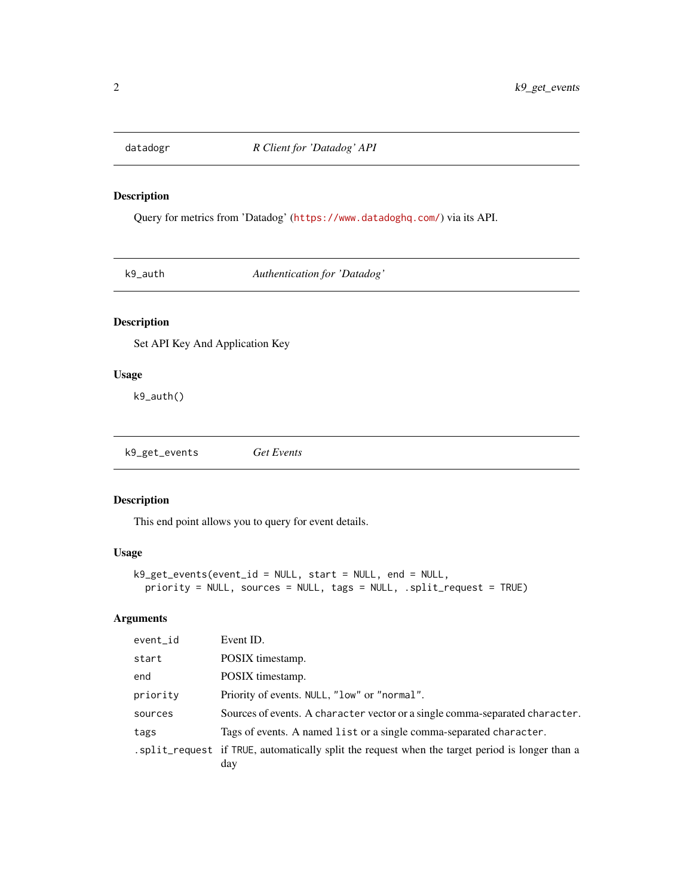## datadogr — *R Client for 'Datadog' API*

### Description

Query for metrics from 'Datadog' (https://www.datadoghq.com/) via its API.

## k9_auth — *Authentication for 'Datadog'*

### Description

Set API Key And Application Key

### Usage

```
k9_auth()
```

## k9_get_events — *Get Events*

### Description

This end point allows you to query for event details.

### Usage

```
k9_get_events(event_id = NULL, start = NULL, end = NULL,
  priority = NULL, sources = NULL, tags = NULL, .split_request = TRUE)
```

### Arguments

| | |
|---|---|
| `event_id` | Event ID. |
| `start` | POSIX timestamp. |
| `end` | POSIX timestamp. |
| `priority` | Priority of events. `NULL`, `"low"` or `"normal"`. |
| `sources` | Sources of events. A `character` vector or a single comma-separated `character`. |
| `tags` | Tags of events. A named `list` or a single comma-separated `character`. |
| `.split_request` | if `TRUE`, automatically split the request when the target period is longer than a day |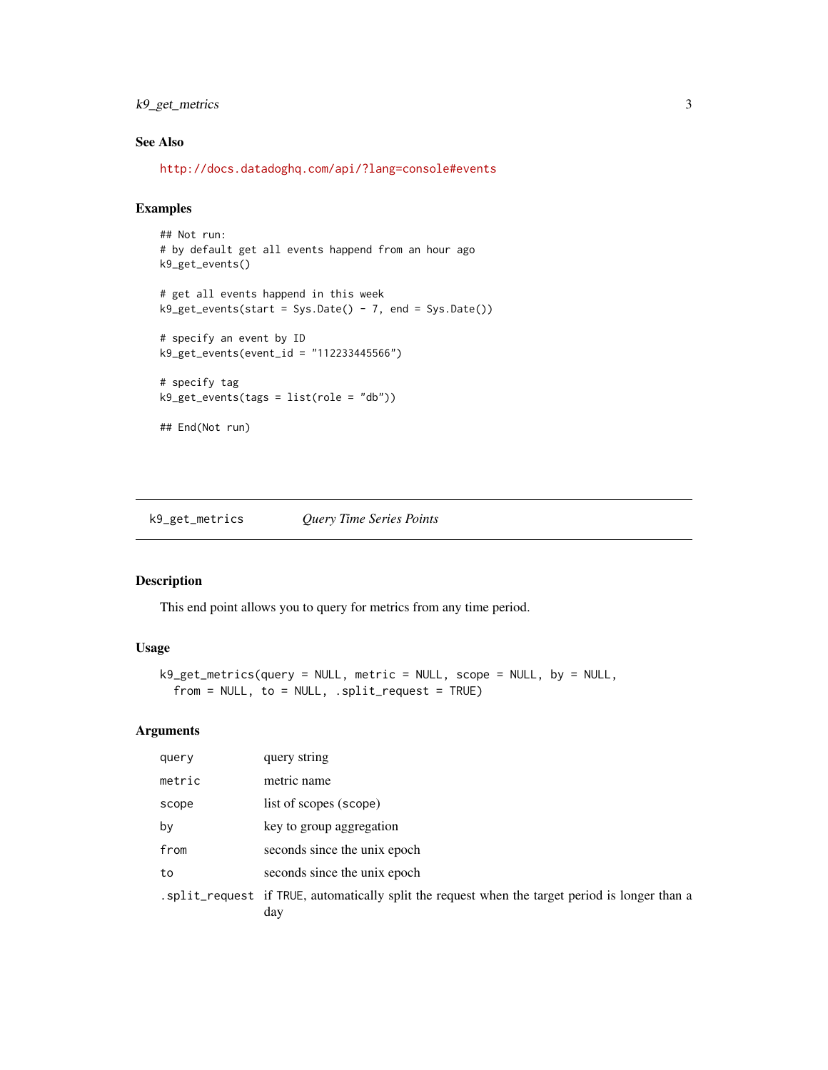### See Also

http://docs.datadoghq.com/api/?lang=console#events

### Examples

```
## Not run:
# by default get all events happend from an hour ago
k9_get_events()

# get all events happend in this week
k9_get_events(start = Sys.Date() - 7, end = Sys.Date())

# specify an event by ID
k9_get_events(event_id = "112233445566")

# specify tag
k9_get_events(tags = list(role = "db"))

## End(Not run)
```

---

## `k9_get_metrics` *Query Time Series Points*

---

### Description

This end point allows you to query for metrics from any time period.

### Usage

```
k9_get_metrics(query = NULL, metric = NULL, scope = NULL, by = NULL,
  from = NULL, to = NULL, .split_request = TRUE)
```

### Arguments

| | |
|---|---|
| `query` | query string |
| `metric` | metric name |
| `scope` | list of scopes (scope) |
| `by` | key to group aggregation |
| `from` | seconds since the unix epoch |
| `to` | seconds since the unix epoch |
| `.split_request` | if TRUE, automatically split the request when the target period is longer than a day |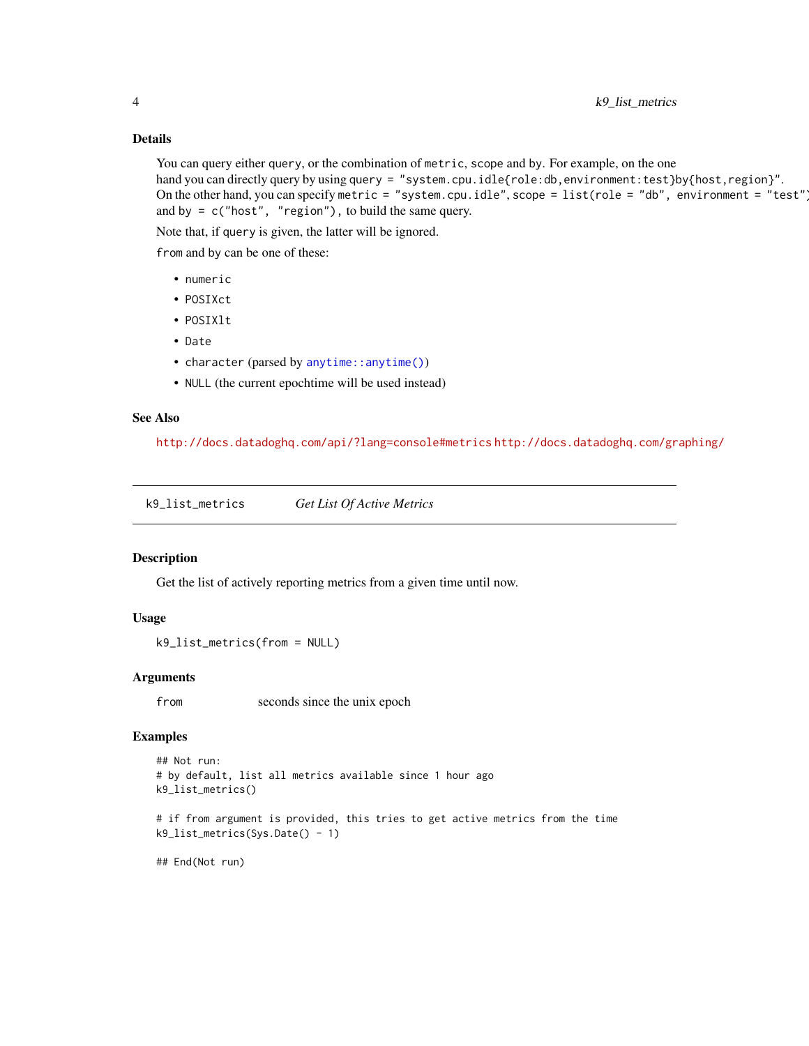### Details

You can query either `query`, or the combination of `metric`, `scope` and `by`. For example, on the one hand you can directly query by using `query = "system.cpu.idle{role:db,environment:test}by{host,region}"`. On the other hand, you can specify `metric = "system.cpu.idle"`, `scope = list(role = "db", environment = "test")` and `by = c("host", "region")`, to build the same query.

Note that, if `query` is given, the latter will be ignored.

`from` and `by` can be one of these:

- `numeric`
- `POSIXct`
- `POSIXlt`
- `Date`
- `character` (parsed by `anytime::anytime()`)
- `NULL` (the current epochtime will be used instead)

### See Also

http://docs.datadoghq.com/api/?lang=console#metrics http://docs.datadoghq.com/graphing/

---

## k9_list_metrics — *Get List Of Active Metrics*

### Description

Get the list of actively reporting metrics from a given time until now.

### Usage

```
k9_list_metrics(from = NULL)
```

### Arguments

| | |
|---|---|
| `from` | seconds since the unix epoch |

### Examples

```
## Not run:
# by default, list all metrics available since 1 hour ago
k9_list_metrics()

# if from argument is provided, this tries to get active metrics from the time
k9_list_metrics(Sys.Date() - 1)

## End(Not run)
```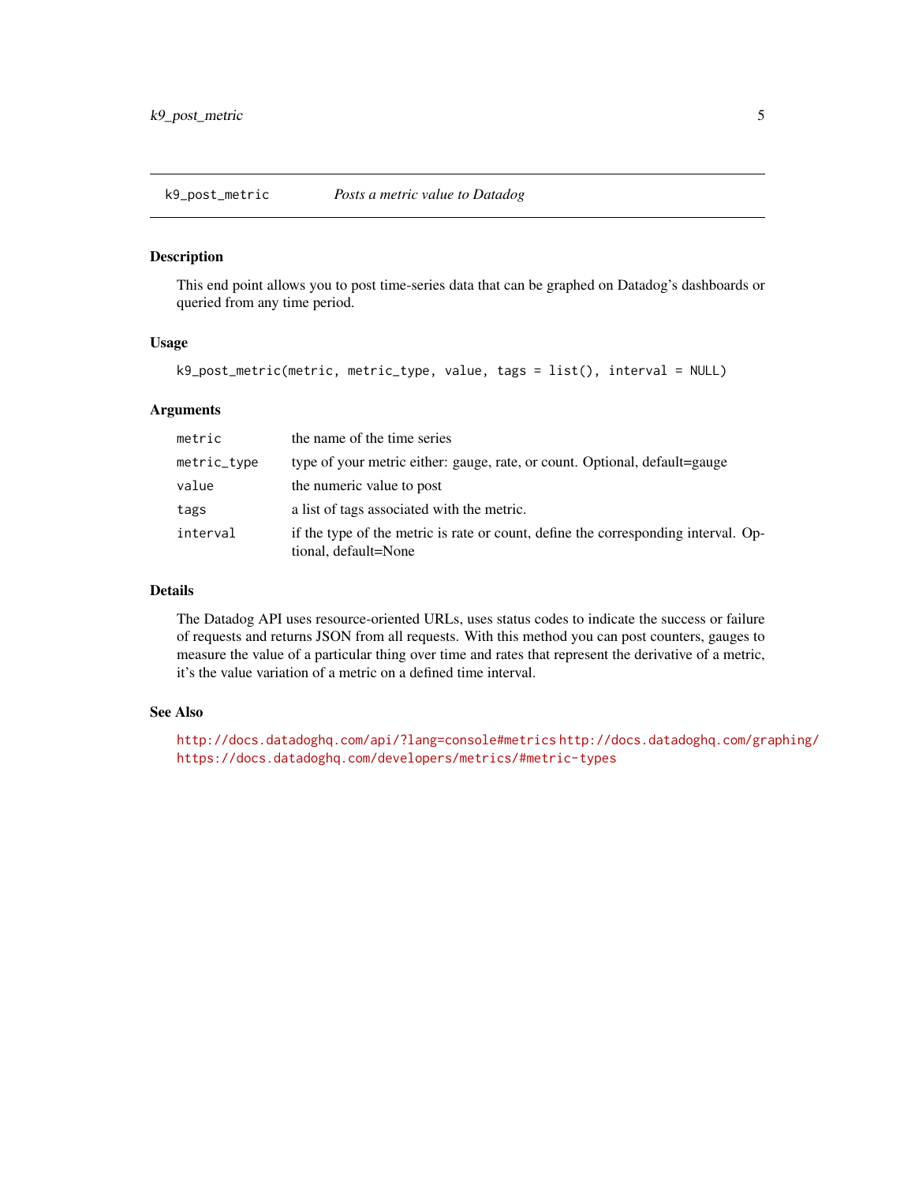## k9_post_metric — *Posts a metric value to Datadog*

### Description

This end point allows you to post time-series data that can be graphed on Datadog's dashboards or queried from any time period.

### Usage

```
k9_post_metric(metric, metric_type, value, tags = list(), interval = NULL)
```

### Arguments

| | |
|---|---|
| `metric` | the name of the time series |
| `metric_type` | type of your metric either: gauge, rate, or count. Optional, default=gauge |
| `value` | the numeric value to post |
| `tags` | a list of tags associated with the metric. |
| `interval` | if the type of the metric is rate or count, define the corresponding interval. Optional, default=None |

### Details

The Datadog API uses resource-oriented URLs, uses status codes to indicate the success or failure of requests and returns JSON from all requests. With this method you can post counters, gauges to measure the value of a particular thing over time and rates that represent the derivative of a metric, it's the value variation of a metric on a defined time interval.

### See Also

http://docs.datadoghq.com/api/?lang=console#metrics http://docs.datadoghq.com/graphing/ https://docs.datadoghq.com/developers/metrics/#metric-types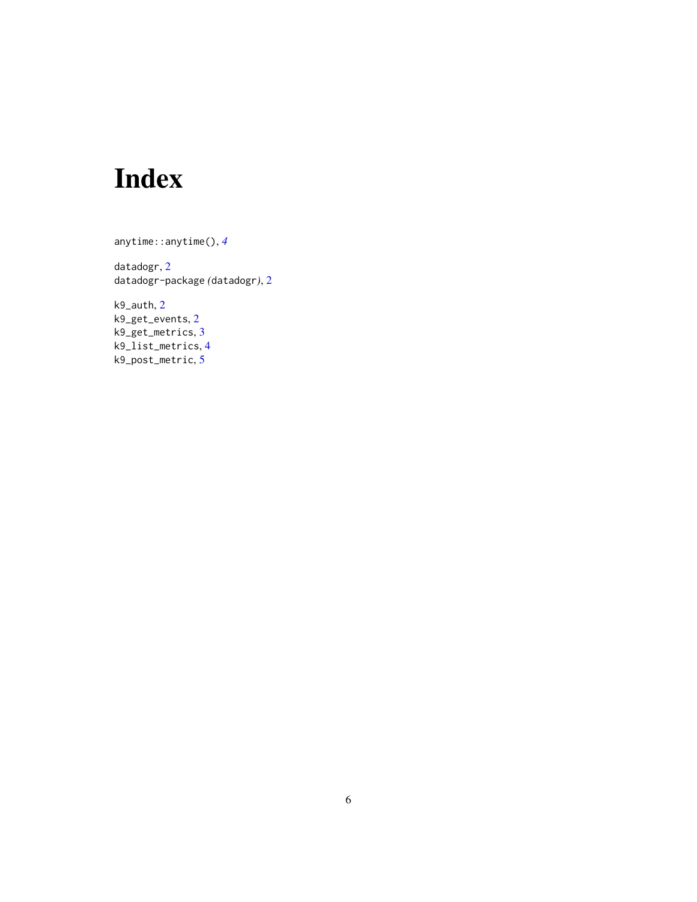# Index

anytime::anytime(), *4*

datadogr, 2
datadogr-package *(*datadogr*)*, 2

k9_auth, 2
k9_get_events, 2
k9_get_metrics, 3
k9_list_metrics, 4
k9_post_metric, 5